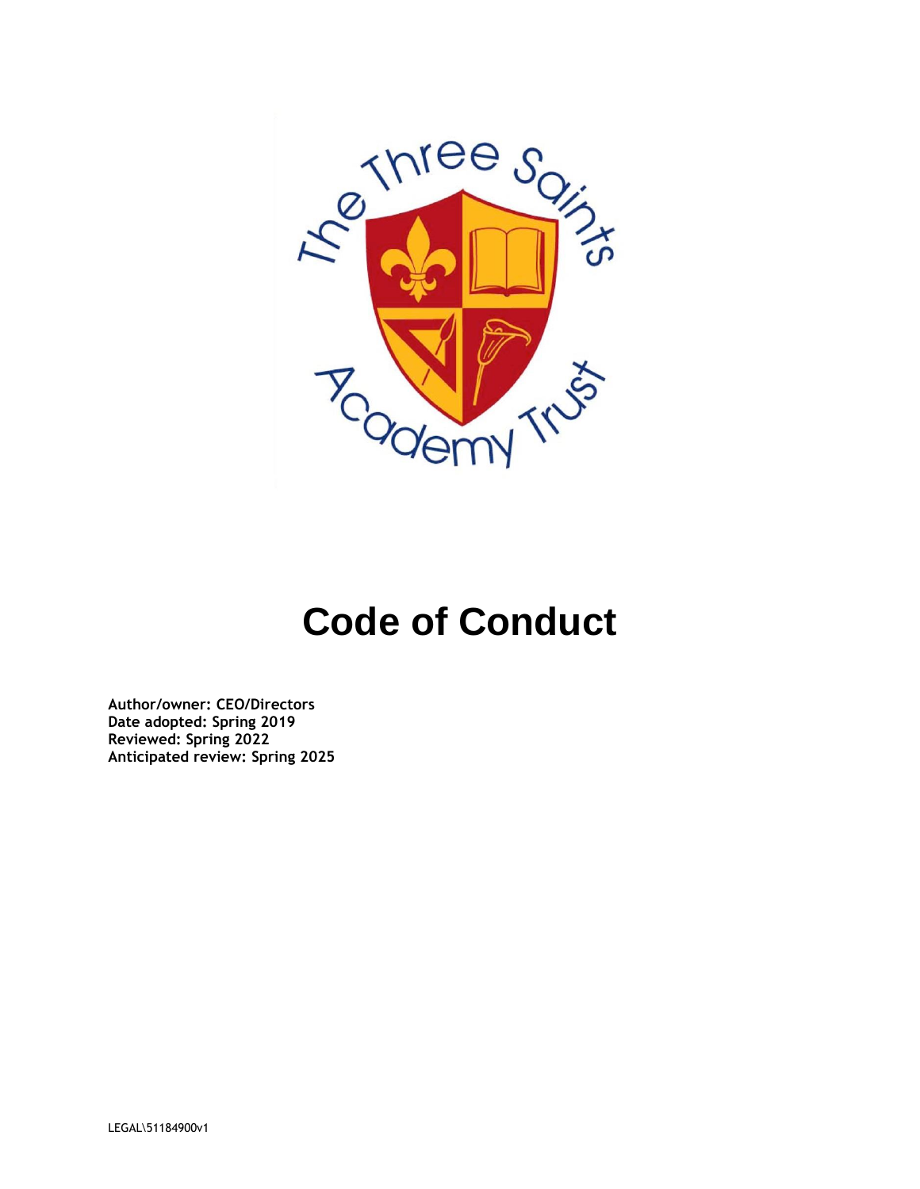# Code of Conduct

**Author/owner: CEO/Directors**
**Date adopted: Spring 2019**
**Reviewed: Spring 2022**
**Anticipated review: Spring 2025**

LEGAL\51184900v1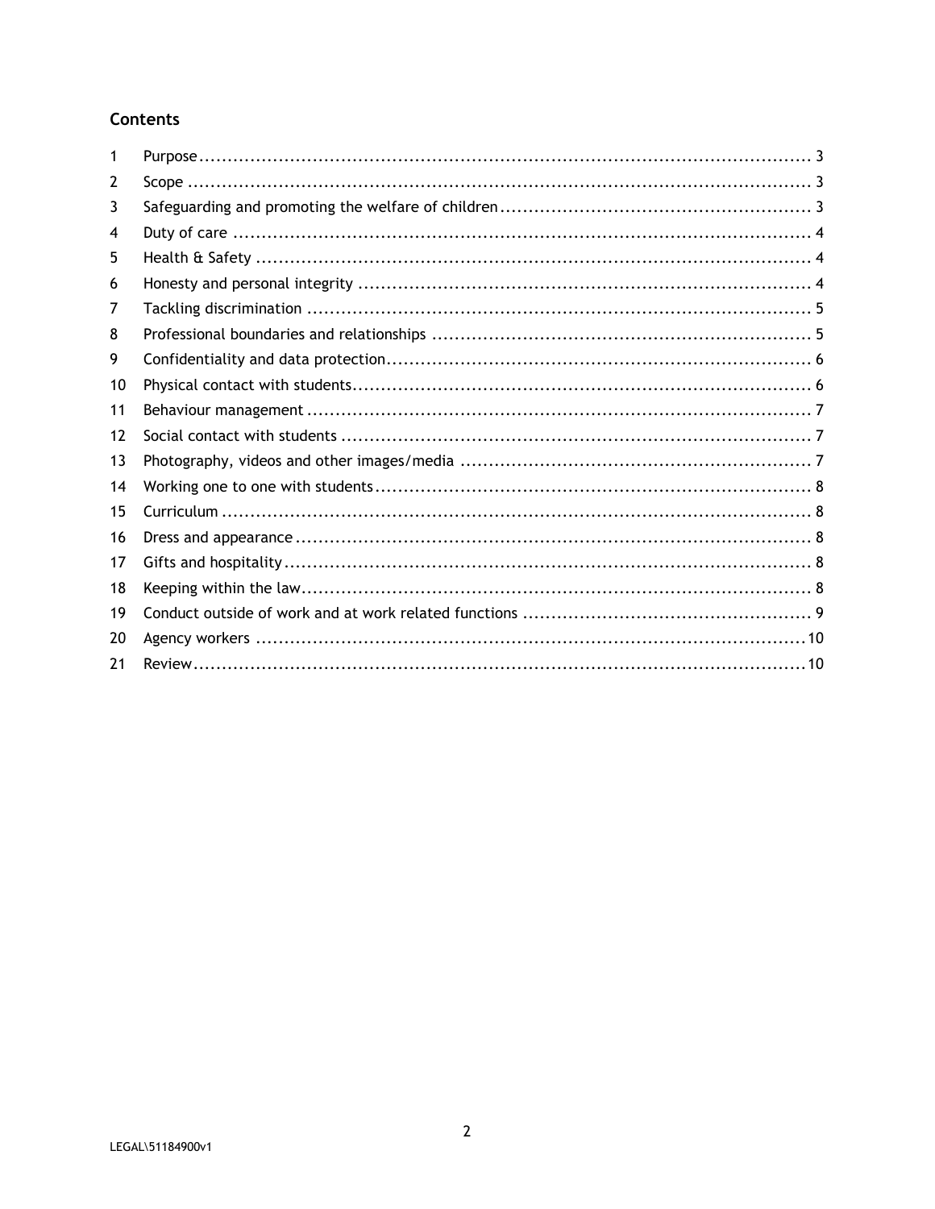## Contents

| | | |
|---|---|---|
| 1 | Purpose | 3 |
| 2 | Scope | 3 |
| 3 | Safeguarding and promoting the welfare of children | 3 |
| 4 | Duty of care | 4 |
| 5 | Health & Safety | 4 |
| 6 | Honesty and personal integrity | 4 |
| 7 | Tackling discrimination | 5 |
| 8 | Professional boundaries and relationships | 5 |
| 9 | Confidentiality and data protection | 6 |
| 10 | Physical contact with students | 6 |
| 11 | Behaviour management | 7 |
| 12 | Social contact with students | 7 |
| 13 | Photography, videos and other images/media | 7 |
| 14 | Working one to one with students | 8 |
| 15 | Curriculum | 8 |
| 16 | Dress and appearance | 8 |
| 17 | Gifts and hospitality | 8 |
| 18 | Keeping within the law | 8 |
| 19 | Conduct outside of work and at work related functions | 9 |
| 20 | Agency workers | 10 |
| 21 | Review | 10 |

LEGAL\51184900v1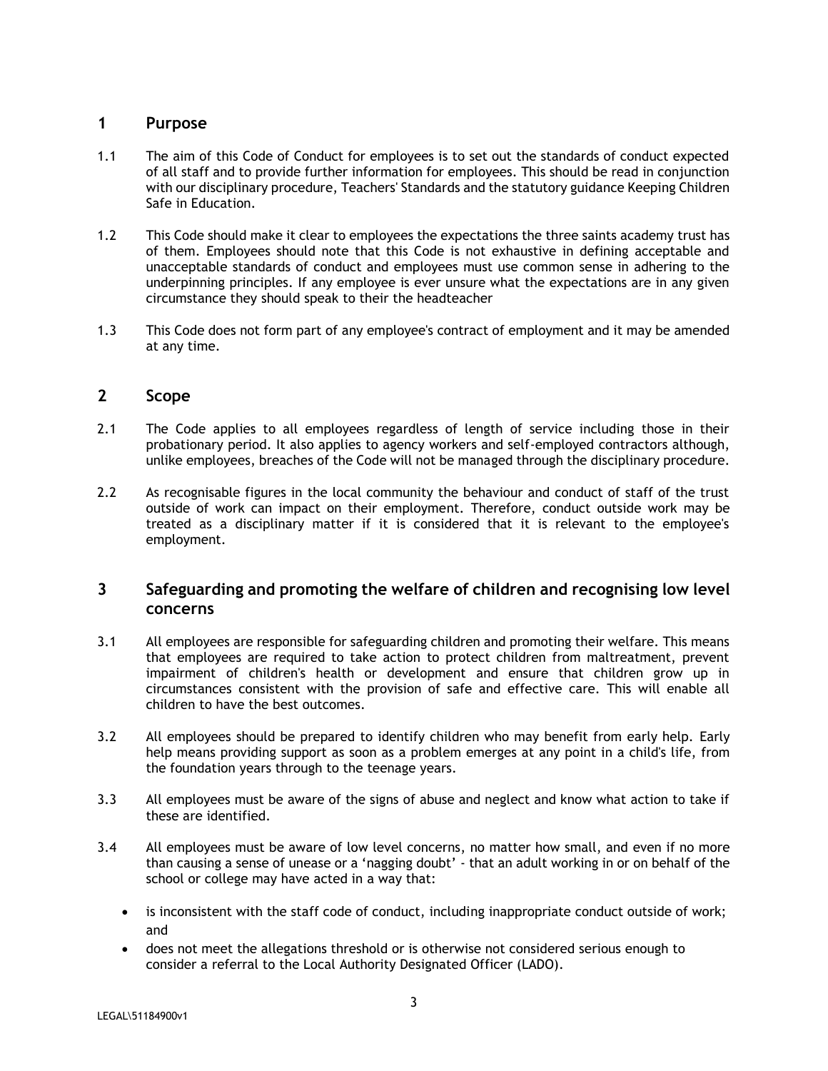## 1 Purpose

1.1 The aim of this Code of Conduct for employees is to set out the standards of conduct expected of all staff and to provide further information for employees. This should be read in conjunction with our disciplinary procedure, Teachers' Standards and the statutory guidance Keeping Children Safe in Education.

1.2 This Code should make it clear to employees the expectations the three saints academy trust has of them. Employees should note that this Code is not exhaustive in defining acceptable and unacceptable standards of conduct and employees must use common sense in adhering to the underpinning principles. If any employee is ever unsure what the expectations are in any given circumstance they should speak to their the headteacher

1.3 This Code does not form part of any employee's contract of employment and it may be amended at any time.

## 2 Scope

2.1 The Code applies to all employees regardless of length of service including those in their probationary period. It also applies to agency workers and self-employed contractors although, unlike employees, breaches of the Code will not be managed through the disciplinary procedure.

2.2 As recognisable figures in the local community the behaviour and conduct of staff of the trust outside of work can impact on their employment. Therefore, conduct outside work may be treated as a disciplinary matter if it is considered that it is relevant to the employee's employment.

## 3 Safeguarding and promoting the welfare of children and recognising low level concerns

3.1 All employees are responsible for safeguarding children and promoting their welfare. This means that employees are required to take action to protect children from maltreatment, prevent impairment of children's health or development and ensure that children grow up in circumstances consistent with the provision of safe and effective care. This will enable all children to have the best outcomes.

3.2 All employees should be prepared to identify children who may benefit from early help. Early help means providing support as soon as a problem emerges at any point in a child's life, from the foundation years through to the teenage years.

3.3 All employees must be aware of the signs of abuse and neglect and know what action to take if these are identified.

3.4 All employees must be aware of low level concerns, no matter how small, and even if no more than causing a sense of unease or a 'nagging doubt' - that an adult working in or on behalf of the school or college may have acted in a way that:

- is inconsistent with the staff code of conduct, including inappropriate conduct outside of work; and
- does not meet the allegations threshold or is otherwise not considered serious enough to consider a referral to the Local Authority Designated Officer (LADO).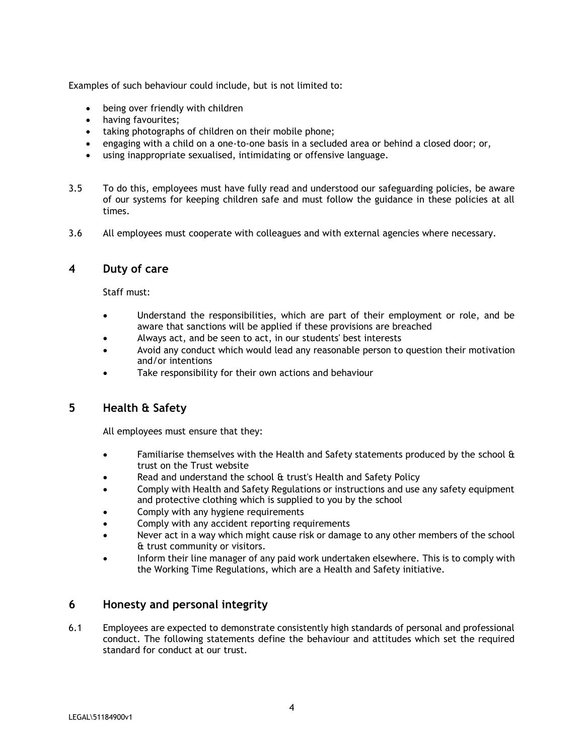Examples of such behaviour could include, but is not limited to:

- being over friendly with children
- having favourites;
- taking photographs of children on their mobile phone;
- engaging with a child on a one-to-one basis in a secluded area or behind a closed door; or,
- using inappropriate sexualised, intimidating or offensive language.

3.5 To do this, employees must have fully read and understood our safeguarding policies, be aware of our systems for keeping children safe and must follow the guidance in these policies at all times.

3.6 All employees must cooperate with colleagues and with external agencies where necessary.

## 4 Duty of care

Staff must:

- Understand the responsibilities, which are part of their employment or role, and be aware that sanctions will be applied if these provisions are breached
- Always act, and be seen to act, in our students' best interests
- Avoid any conduct which would lead any reasonable person to question their motivation and/or intentions
- Take responsibility for their own actions and behaviour

## 5 Health & Safety

All employees must ensure that they:

- Familiarise themselves with the Health and Safety statements produced by the school & trust on the Trust website
- Read and understand the school & trust's Health and Safety Policy
- Comply with Health and Safety Regulations or instructions and use any safety equipment and protective clothing which is supplied to you by the school
- Comply with any hygiene requirements
- Comply with any accident reporting requirements
- Never act in a way which might cause risk or damage to any other members of the school & trust community or visitors.
- Inform their line manager of any paid work undertaken elsewhere. This is to comply with the Working Time Regulations, which are a Health and Safety initiative.

## 6 Honesty and personal integrity

6.1 Employees are expected to demonstrate consistently high standards of personal and professional conduct. The following statements define the behaviour and attitudes which set the required standard for conduct at our trust.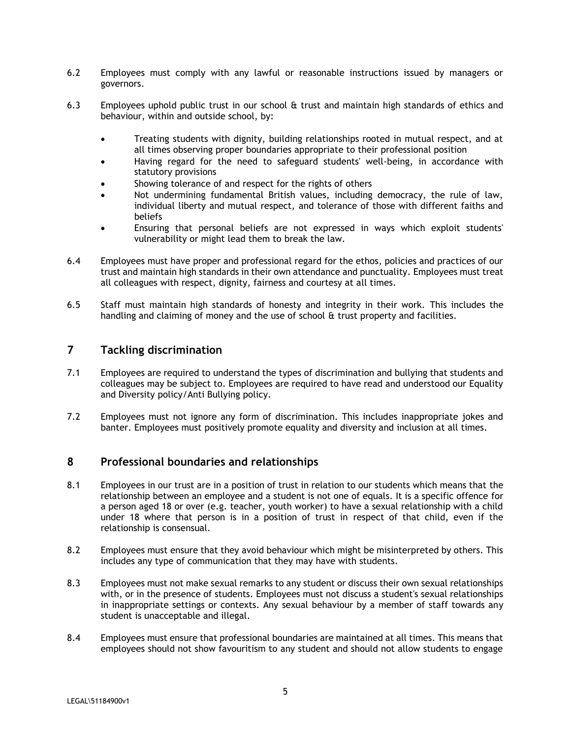6.2 Employees must comply with any lawful or reasonable instructions issued by managers or governors.

6.3 Employees uphold public trust in our school & trust and maintain high standards of ethics and behaviour, within and outside school, by:

- Treating students with dignity, building relationships rooted in mutual respect, and at all times observing proper boundaries appropriate to their professional position
- Having regard for the need to safeguard students' well-being, in accordance with statutory provisions
- Showing tolerance of and respect for the rights of others
- Not undermining fundamental British values, including democracy, the rule of law, individual liberty and mutual respect, and tolerance of those with different faiths and beliefs
- Ensuring that personal beliefs are not expressed in ways which exploit students' vulnerability or might lead them to break the law.

6.4 Employees must have proper and professional regard for the ethos, policies and practices of our trust and maintain high standards in their own attendance and punctuality. Employees must treat all colleagues with respect, dignity, fairness and courtesy at all times.

6.5 Staff must maintain high standards of honesty and integrity in their work. This includes the handling and claiming of money and the use of school & trust property and facilities.

## 7 Tackling discrimination

7.1 Employees are required to understand the types of discrimination and bullying that students and colleagues may be subject to. Employees are required to have read and understood our Equality and Diversity policy/Anti Bullying policy.

7.2 Employees must not ignore any form of discrimination. This includes inappropriate jokes and banter. Employees must positively promote equality and diversity and inclusion at all times.

## 8 Professional boundaries and relationships

8.1 Employees in our trust are in a position of trust in relation to our students which means that the relationship between an employee and a student is not one of equals. It is a specific offence for a person aged 18 or over (e.g. teacher, youth worker) to have a sexual relationship with a child under 18 where that person is in a position of trust in respect of that child, even if the relationship is consensual.

8.2 Employees must ensure that they avoid behaviour which might be misinterpreted by others. This includes any type of communication that they may have with students.

8.3 Employees must not make sexual remarks to any student or discuss their own sexual relationships with, or in the presence of students. Employees must not discuss a student's sexual relationships in inappropriate settings or contexts. Any sexual behaviour by a member of staff towards any student is unacceptable and illegal.

8.4 Employees must ensure that professional boundaries are maintained at all times. This means that employees should not show favouritism to any student and should not allow students to engage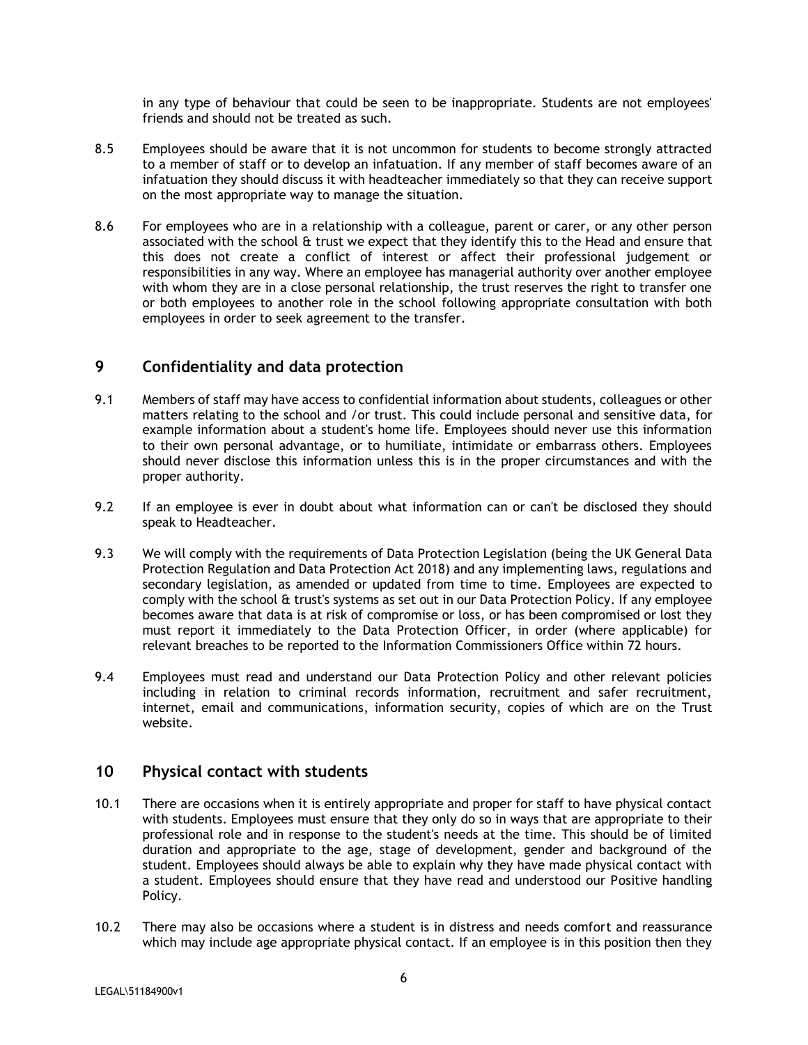in any type of behaviour that could be seen to be inappropriate. Students are not employees' friends and should not be treated as such.

8.5 Employees should be aware that it is not uncommon for students to become strongly attracted to a member of staff or to develop an infatuation. If any member of staff becomes aware of an infatuation they should discuss it with headteacher immediately so that they can receive support on the most appropriate way to manage the situation.

8.6 For employees who are in a relationship with a colleague, parent or carer, or any other person associated with the school & trust we expect that they identify this to the Head and ensure that this does not create a conflict of interest or affect their professional judgement or responsibilities in any way. Where an employee has managerial authority over another employee with whom they are in a close personal relationship, the trust reserves the right to transfer one or both employees to another role in the school following appropriate consultation with both employees in order to seek agreement to the transfer.

## 9 Confidentiality and data protection

9.1 Members of staff may have access to confidential information about students, colleagues or other matters relating to the school and /or trust. This could include personal and sensitive data, for example information about a student's home life. Employees should never use this information to their own personal advantage, or to humiliate, intimidate or embarrass others. Employees should never disclose this information unless this is in the proper circumstances and with the proper authority.

9.2 If an employee is ever in doubt about what information can or can't be disclosed they should speak to Headteacher.

9.3 We will comply with the requirements of Data Protection Legislation (being the UK General Data Protection Regulation and Data Protection Act 2018) and any implementing laws, regulations and secondary legislation, as amended or updated from time to time. Employees are expected to comply with the school & trust's systems as set out in our Data Protection Policy. If any employee becomes aware that data is at risk of compromise or loss, or has been compromised or lost they must report it immediately to the Data Protection Officer, in order (where applicable) for relevant breaches to be reported to the Information Commissioners Office within 72 hours.

9.4 Employees must read and understand our Data Protection Policy and other relevant policies including in relation to criminal records information, recruitment and safer recruitment, internet, email and communications, information security, copies of which are on the Trust website.

## 10 Physical contact with students

10.1 There are occasions when it is entirely appropriate and proper for staff to have physical contact with students. Employees must ensure that they only do so in ways that are appropriate to their professional role and in response to the student's needs at the time. This should be of limited duration and appropriate to the age, stage of development, gender and background of the student. Employees should always be able to explain why they have made physical contact with a student. Employees should ensure that they have read and understood our Positive handling Policy.

10.2 There may also be occasions where a student is in distress and needs comfort and reassurance which may include age appropriate physical contact. If an employee is in this position then they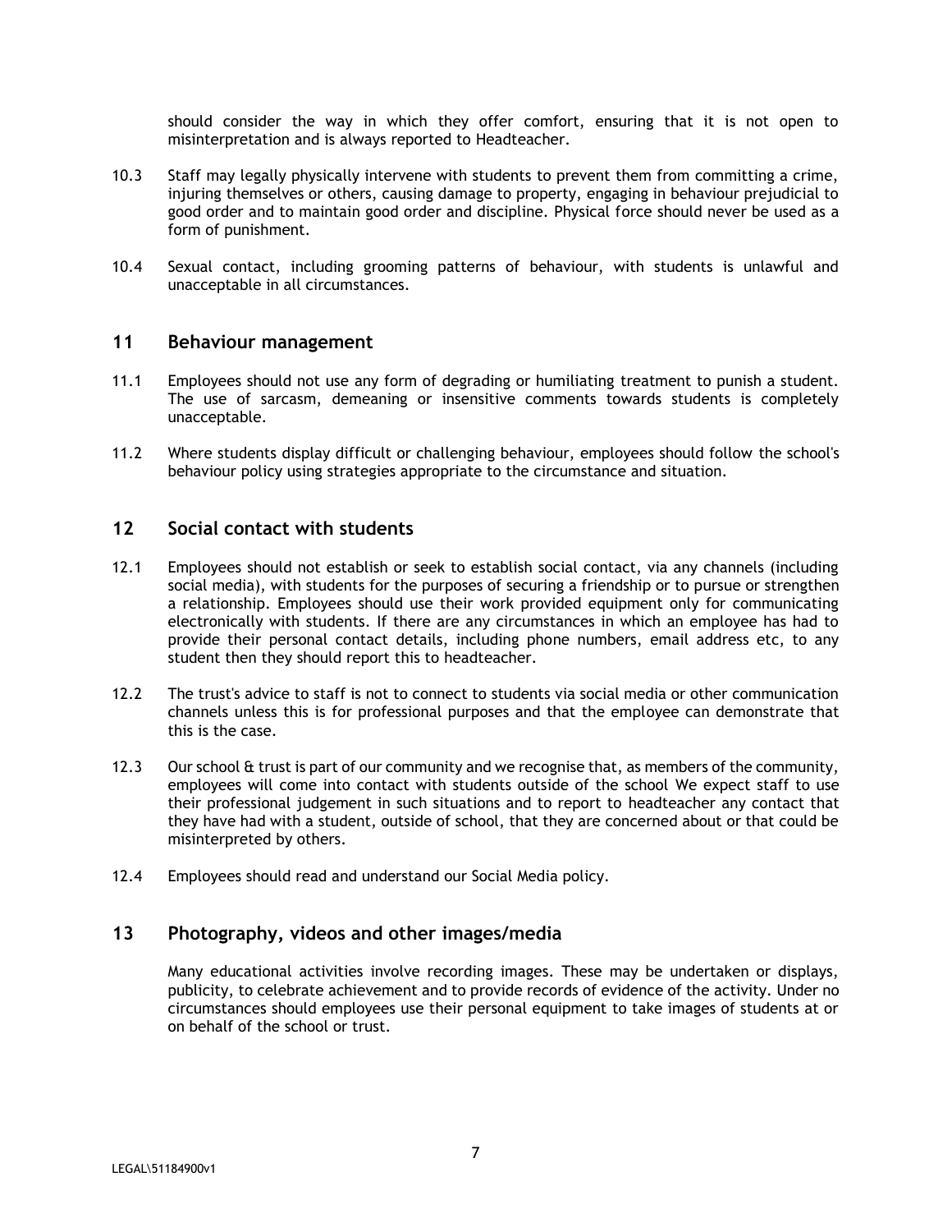should consider the way in which they offer comfort, ensuring that it is not open to misinterpretation and is always reported to Headteacher.

10.3 Staff may legally physically intervene with students to prevent them from committing a crime, injuring themselves or others, causing damage to property, engaging in behaviour prejudicial to good order and to maintain good order and discipline. Physical force should never be used as a form of punishment.

10.4 Sexual contact, including grooming patterns of behaviour, with students is unlawful and unacceptable in all circumstances.

## 11 Behaviour management

11.1 Employees should not use any form of degrading or humiliating treatment to punish a student. The use of sarcasm, demeaning or insensitive comments towards students is completely unacceptable.

11.2 Where students display difficult or challenging behaviour, employees should follow the school's behaviour policy using strategies appropriate to the circumstance and situation.

## 12 Social contact with students

12.1 Employees should not establish or seek to establish social contact, via any channels (including social media), with students for the purposes of securing a friendship or to pursue or strengthen a relationship. Employees should use their work provided equipment only for communicating electronically with students. If there are any circumstances in which an employee has had to provide their personal contact details, including phone numbers, email address etc, to any student then they should report this to headteacher.

12.2 The trust's advice to staff is not to connect to students via social media or other communication channels unless this is for professional purposes and that the employee can demonstrate that this is the case.

12.3 Our school & trust is part of our community and we recognise that, as members of the community, employees will come into contact with students outside of the school We expect staff to use their professional judgement in such situations and to report to headteacher any contact that they have had with a student, outside of school, that they are concerned about or that could be misinterpreted by others.

12.4 Employees should read and understand our Social Media policy.

## 13 Photography, videos and other images/media

Many educational activities involve recording images. These may be undertaken or displays, publicity, to celebrate achievement and to provide records of evidence of the activity. Under no circumstances should employees use their personal equipment to take images of students at or on behalf of the school or trust.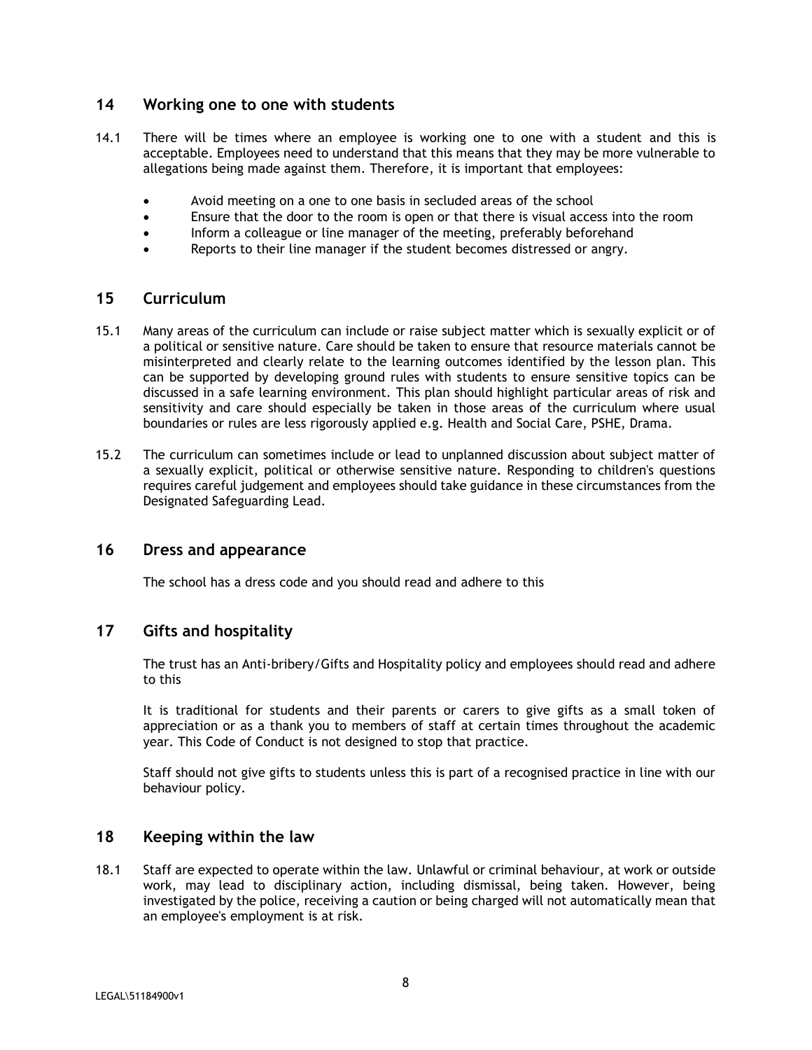## 14 Working one to one with students

14.1 There will be times where an employee is working one to one with a student and this is acceptable. Employees need to understand that this means that they may be more vulnerable to allegations being made against them. Therefore, it is important that employees:

- Avoid meeting on a one to one basis in secluded areas of the school
- Ensure that the door to the room is open or that there is visual access into the room
- Inform a colleague or line manager of the meeting, preferably beforehand
- Reports to their line manager if the student becomes distressed or angry.

## 15 Curriculum

15.1 Many areas of the curriculum can include or raise subject matter which is sexually explicit or of a political or sensitive nature. Care should be taken to ensure that resource materials cannot be misinterpreted and clearly relate to the learning outcomes identified by the lesson plan. This can be supported by developing ground rules with students to ensure sensitive topics can be discussed in a safe learning environment. This plan should highlight particular areas of risk and sensitivity and care should especially be taken in those areas of the curriculum where usual boundaries or rules are less rigorously applied e.g. Health and Social Care, PSHE, Drama.

15.2 The curriculum can sometimes include or lead to unplanned discussion about subject matter of a sexually explicit, political or otherwise sensitive nature. Responding to children's questions requires careful judgement and employees should take guidance in these circumstances from the Designated Safeguarding Lead.

## 16 Dress and appearance

The school has a dress code and you should read and adhere to this

## 17 Gifts and hospitality

The trust has an Anti-bribery/Gifts and Hospitality policy and employees should read and adhere to this

It is traditional for students and their parents or carers to give gifts as a small token of appreciation or as a thank you to members of staff at certain times throughout the academic year. This Code of Conduct is not designed to stop that practice.

Staff should not give gifts to students unless this is part of a recognised practice in line with our behaviour policy.

## 18 Keeping within the law

18.1 Staff are expected to operate within the law. Unlawful or criminal behaviour, at work or outside work, may lead to disciplinary action, including dismissal, being taken. However, being investigated by the police, receiving a caution or being charged will not automatically mean that an employee's employment is at risk.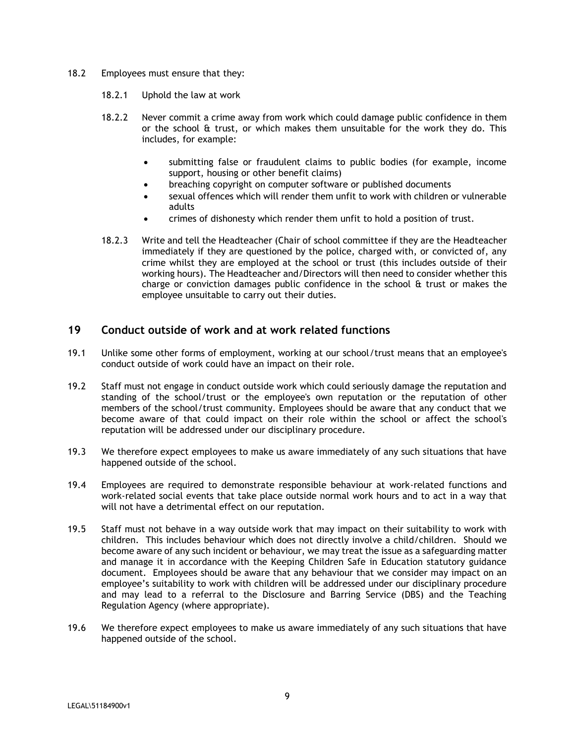18.2 Employees must ensure that they:

18.2.1 Uphold the law at work

18.2.2 Never commit a crime away from work which could damage public confidence in them or the school & trust, or which makes them unsuitable for the work they do. This includes, for example:

- submitting false or fraudulent claims to public bodies (for example, income support, housing or other benefit claims)
- breaching copyright on computer software or published documents
- sexual offences which will render them unfit to work with children or vulnerable adults
- crimes of dishonesty which render them unfit to hold a position of trust.

18.2.3 Write and tell the Headteacher (Chair of school committee if they are the Headteacher immediately if they are questioned by the police, charged with, or convicted of, any crime whilst they are employed at the school or trust (this includes outside of their working hours). The Headteacher and/Directors will then need to consider whether this charge or conviction damages public confidence in the school & trust or makes the employee unsuitable to carry out their duties.

## 19 Conduct outside of work and at work related functions

19.1 Unlike some other forms of employment, working at our school/trust means that an employee's conduct outside of work could have an impact on their role.

19.2 Staff must not engage in conduct outside work which could seriously damage the reputation and standing of the school/trust or the employee's own reputation or the reputation of other members of the school/trust community. Employees should be aware that any conduct that we become aware of that could impact on their role within the school or affect the school's reputation will be addressed under our disciplinary procedure.

19.3 We therefore expect employees to make us aware immediately of any such situations that have happened outside of the school.

19.4 Employees are required to demonstrate responsible behaviour at work-related functions and work-related social events that take place outside normal work hours and to act in a way that will not have a detrimental effect on our reputation.

19.5 Staff must not behave in a way outside work that may impact on their suitability to work with children. This includes behaviour which does not directly involve a child/children. Should we become aware of any such incident or behaviour, we may treat the issue as a safeguarding matter and manage it in accordance with the Keeping Children Safe in Education statutory guidance document. Employees should be aware that any behaviour that we consider may impact on an employee's suitability to work with children will be addressed under our disciplinary procedure and may lead to a referral to the Disclosure and Barring Service (DBS) and the Teaching Regulation Agency (where appropriate).

19.6 We therefore expect employees to make us aware immediately of any such situations that have happened outside of the school.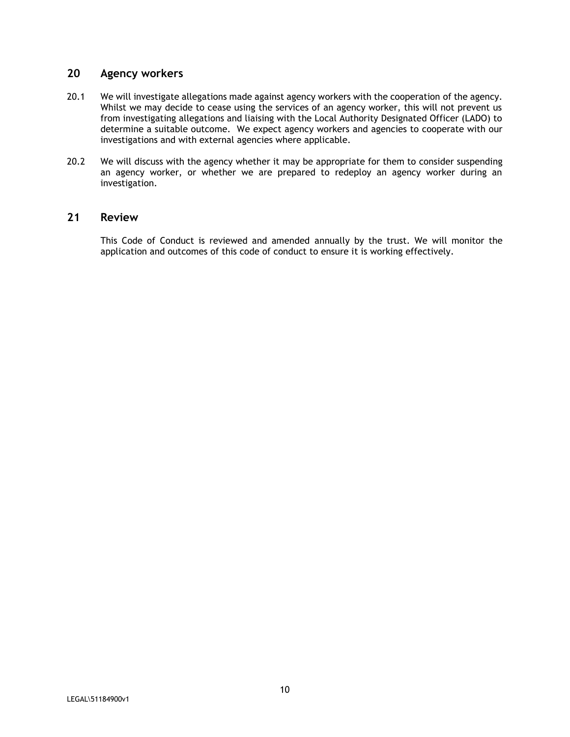## 20 Agency workers

20.1 We will investigate allegations made against agency workers with the cooperation of the agency. Whilst we may decide to cease using the services of an agency worker, this will not prevent us from investigating allegations and liaising with the Local Authority Designated Officer (LADO) to determine a suitable outcome. We expect agency workers and agencies to cooperate with our investigations and with external agencies where applicable.

20.2 We will discuss with the agency whether it may be appropriate for them to consider suspending an agency worker, or whether we are prepared to redeploy an agency worker during an investigation.

## 21 Review

This Code of Conduct is reviewed and amended annually by the trust. We will monitor the application and outcomes of this code of conduct to ensure it is working effectively.

LEGAL\51184900v1